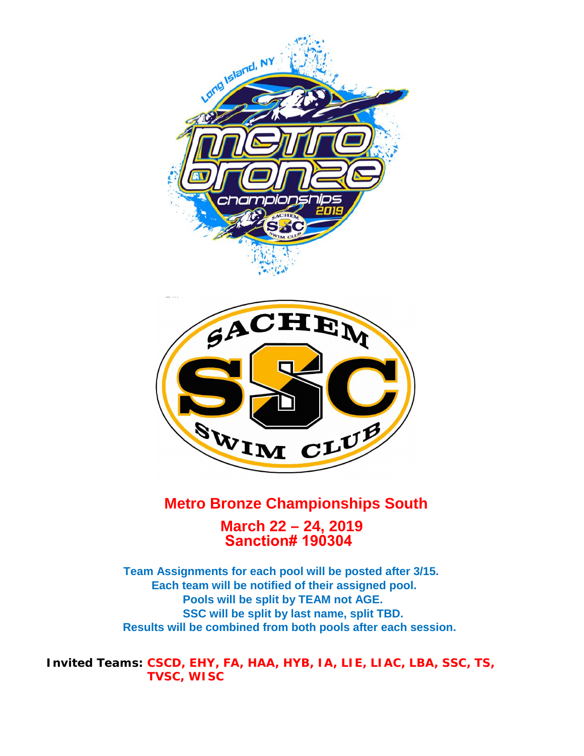# Metro Bronze Championships South

## March 22 – 24, 2019
## Sanction# 190304

**Team Assignments for each pool will be posted after 3/15.**
**Each team will be notified of their assigned pool.**
**Pools will be split by TEAM not AGE.**
**SSC will be split by last name, split TBD.**
**Results will be combined from both pools after each session.**

**Invited Teams: CSCD, EHY, FA, HAA, HYB, IA, LIE, LIAC, LBA, SSC, TS, TVSC, WISC**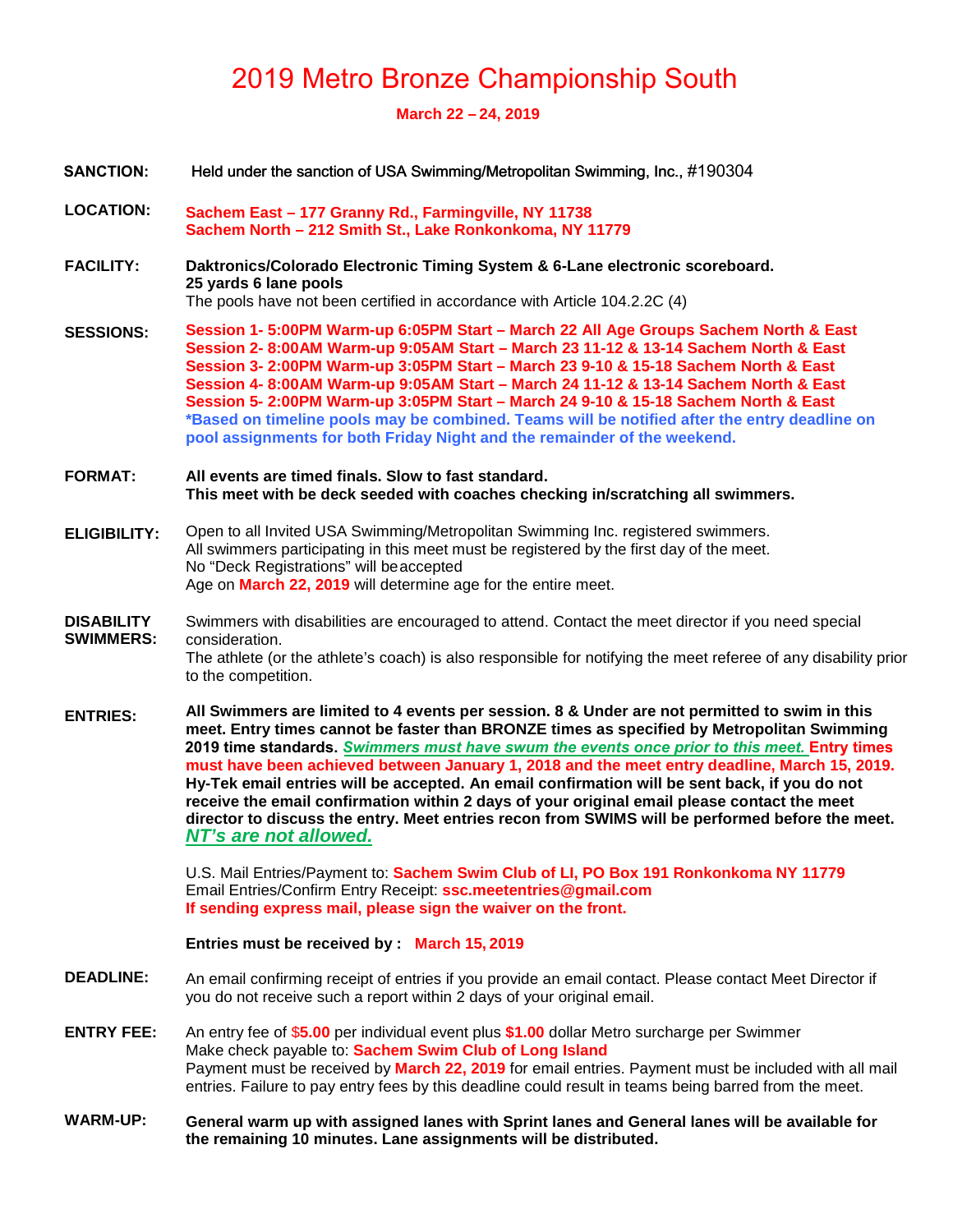# 2019 Metro Bronze Championship South

**March 22 – 24, 2019**

**SANCTION:** Held under the sanction of USA Swimming/Metropolitan Swimming, Inc., #190304

**LOCATION:** **Sachem East – 177 Granny Rd., Farmingville, NY 11738**
**Sachem North – 212 Smith St., Lake Ronkonkoma, NY 11779**

**FACILITY:** **Daktronics/Colorado Electronic Timing System & 6-Lane electronic scoreboard.**
**25 yards 6 lane pools**
The pools have not been certified in accordance with Article 104.2.2C (4)

**SESSIONS:** **Session 1- 5:00PM Warm-up 6:05PM Start – March 22 All Age Groups Sachem North & East**
**Session 2- 8:00AM Warm-up 9:05AM Start – March 23 11-12 & 13-14 Sachem North & East**
**Session 3- 2:00PM Warm-up 3:05PM Start – March 23 9-10 & 15-18 Sachem North & East**
**Session 4- 8:00AM Warm-up 9:05AM Start – March 24 11-12 & 13-14 Sachem North & East**
**Session 5- 2:00PM Warm-up 3:05PM Start – March 24 9-10 & 15-18 Sachem North & East**
**\*Based on timeline pools may be combined. Teams will be notified after the entry deadline on pool assignments for both Friday Night and the remainder of the weekend.**

**FORMAT:** **All events are timed finals. Slow to fast standard.**
**This meet with be deck seeded with coaches checking in/scratching all swimmers.**

**ELIGIBILITY:** Open to all Invited USA Swimming/Metropolitan Swimming Inc. registered swimmers.
All swimmers participating in this meet must be registered by the first day of the meet.
No "Deck Registrations" will be accepted
Age on **March 22, 2019** will determine age for the entire meet.

**DISABILITY SWIMMERS:** Swimmers with disabilities are encouraged to attend. Contact the meet director if you need special consideration.
The athlete (or the athlete's coach) is also responsible for notifying the meet referee of any disability prior to the competition.

**ENTRIES:** **All Swimmers are limited to 4 events per session. 8 & Under are not permitted to swim in this meet. Entry times cannot be faster than BRONZE times as specified by Metropolitan Swimming 2019 time standards.** ***Swimmers must have swum the events once prior to this meet.*** **Entry times must have been achieved between January 1, 2018 and the meet entry deadline, March 15, 2019. Hy-Tek email entries will be accepted. An email confirmation will be sent back, if you do not receive the email confirmation within 2 days of your original email please contact the meet director to discuss the entry. Meet entries recon from SWIMS will be performed before the meet.** ***NT's are not allowed.***

U.S. Mail Entries/Payment to: **Sachem Swim Club of LI, PO Box 191 Ronkonkoma NY 11779**
Email Entries/Confirm Entry Receipt: **ssc.meetentries@gmail.com**
**If sending express mail, please sign the waiver on the front.**

**Entries must be received by : March 15, 2019**

**DEADLINE:** An email confirming receipt of entries if you provide an email contact. Please contact Meet Director if you do not receive such a report within 2 days of your original email.

**ENTRY FEE:** An entry fee of $**5.00** per individual event plus **$1.00** dollar Metro surcharge per Swimmer
Make check payable to: **Sachem Swim Club of Long Island**
Payment must be received by **March 22, 2019** for email entries. Payment must be included with all mail entries. Failure to pay entry fees by this deadline could result in teams being barred from the meet.

**WARM-UP:** **General warm up with assigned lanes with Sprint lanes and General lanes will be available for the remaining 10 minutes. Lane assignments will be distributed.**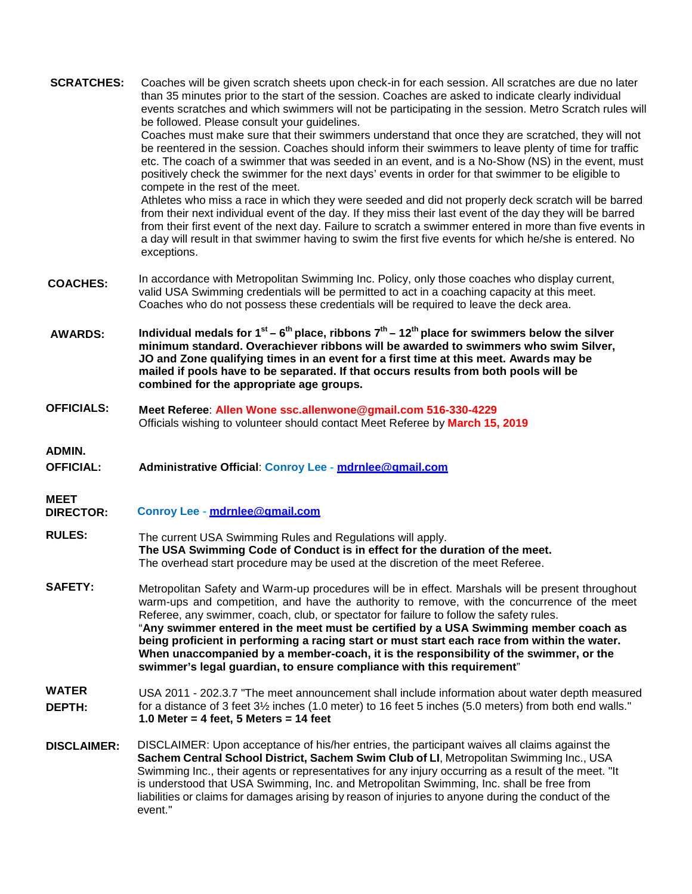**SCRATCHES:** Coaches will be given scratch sheets upon check-in for each session. All scratches are due no later than 35 minutes prior to the start of the session. Coaches are asked to indicate clearly individual events scratches and which swimmers will not be participating in the session. Metro Scratch rules will be followed. Please consult your guidelines.
Coaches must make sure that their swimmers understand that once they are scratched, they will not be reentered in the session. Coaches should inform their swimmers to leave plenty of time for traffic etc. The coach of a swimmer that was seeded in an event, and is a No-Show (NS) in the event, must positively check the swimmer for the next days' events in order for that swimmer to be eligible to compete in the rest of the meet.
Athletes who miss a race in which they were seeded and did not properly deck scratch will be barred from their next individual event of the day. If they miss their last event of the day they will be barred from their first event of the next day. Failure to scratch a swimmer entered in more than five events in a day will result in that swimmer having to swim the first five events for which he/she is entered. No exceptions.

**COACHES:** In accordance with Metropolitan Swimming Inc. Policy, only those coaches who display current, valid USA Swimming credentials will be permitted to act in a coaching capacity at this meet. Coaches who do not possess these credentials will be required to leave the deck area.

**AWARDS:** **Individual medals for 1st – 6th place, ribbons 7th – 12th place for swimmers below the silver minimum standard. Overachiever ribbons will be awarded to swimmers who swim Silver, JO and Zone qualifying times in an event for a first time at this meet. Awards may be mailed if pools have to be separated. If that occurs results from both pools will be combined for the appropriate age groups.**

**OFFICIALS:** **Meet Referee**: **Allen Wone ssc.allenwone@gmail.com 516-330-4229**
Officials wishing to volunteer should contact Meet Referee by **March 15, 2019**

**ADMIN. OFFICIAL:** **Administrative Official**: **Conroy Lee - mdrnlee@gmail.com**

**MEET DIRECTOR:** **Conroy Lee - mdrnlee@gmail.com**

**RULES:** The current USA Swimming Rules and Regulations will apply.
**The USA Swimming Code of Conduct is in effect for the duration of the meet.**
The overhead start procedure may be used at the discretion of the meet Referee.

**SAFETY:** Metropolitan Safety and Warm-up procedures will be in effect. Marshals will be present throughout warm-ups and competition, and have the authority to remove, with the concurrence of the meet Referee, any swimmer, coach, club, or spectator for failure to follow the safety rules.
"**Any swimmer entered in the meet must be certified by a USA Swimming member coach as being proficient in performing a racing start or must start each race from within the water. When unaccompanied by a member-coach, it is the responsibility of the swimmer, or the swimmer's legal guardian, to ensure compliance with this requirement**"

**WATER DEPTH:** USA 2011 - 202.3.7 "The meet announcement shall include information about water depth measured for a distance of 3 feet 3½ inches (1.0 meter) to 16 feet 5 inches (5.0 meters) from both end walls."
**1.0 Meter = 4 feet, 5 Meters = 14 feet**

**DISCLAIMER:** DISCLAIMER: Upon acceptance of his/her entries, the participant waives all claims against the **Sachem Central School District, Sachem Swim Club of LI**, Metropolitan Swimming Inc., USA Swimming Inc., their agents or representatives for any injury occurring as a result of the meet. "It is understood that USA Swimming, Inc. and Metropolitan Swimming, Inc. shall be free from liabilities or claims for damages arising by reason of injuries to anyone during the conduct of the event."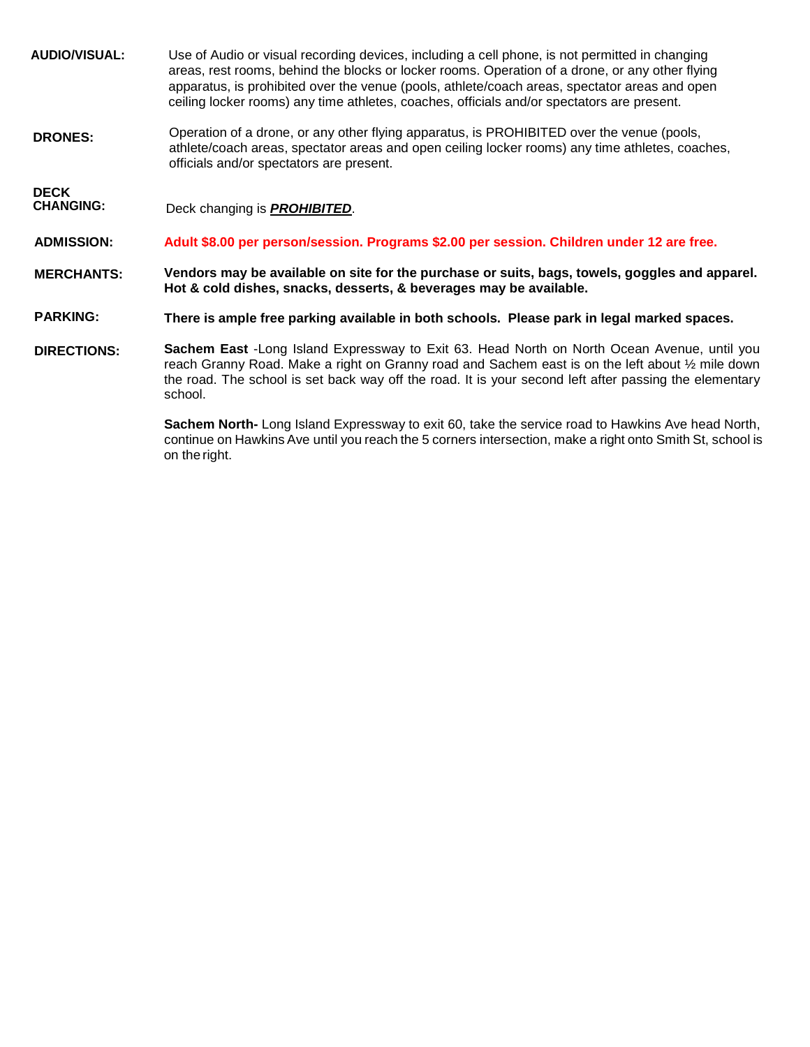**AUDIO/VISUAL:** Use of Audio or visual recording devices, including a cell phone, is not permitted in changing areas, rest rooms, behind the blocks or locker rooms. Operation of a drone, or any other flying apparatus, is prohibited over the venue (pools, athlete/coach areas, spectator areas and open ceiling locker rooms) any time athletes, coaches, officials and/or spectators are present.

**DRONES:** Operation of a drone, or any other flying apparatus, is PROHIBITED over the venue (pools, athlete/coach areas, spectator areas and open ceiling locker rooms) any time athletes, coaches, officials and/or spectators are present.

**DECK CHANGING:** Deck changing is ***PROHIBITED***.

**ADMISSION:** **Adult $8.00 per person/session. Programs $2.00 per session. Children under 12 are free.**

**MERCHANTS:** **Vendors may be available on site for the purchase or suits, bags, towels, goggles and apparel. Hot & cold dishes, snacks, desserts, & beverages may be available.**

**PARKING:** **There is ample free parking available in both schools. Please park in legal marked spaces.**

**DIRECTIONS:** **Sachem East** -Long Island Expressway to Exit 63. Head North on North Ocean Avenue, until you reach Granny Road. Make a right on Granny road and Sachem east is on the left about ½ mile down the road. The school is set back way off the road. It is your second left after passing the elementary school.

**Sachem North-** Long Island Expressway to exit 60, take the service road to Hawkins Ave head North, continue on Hawkins Ave until you reach the 5 corners intersection, make a right onto Smith St, school is on the right.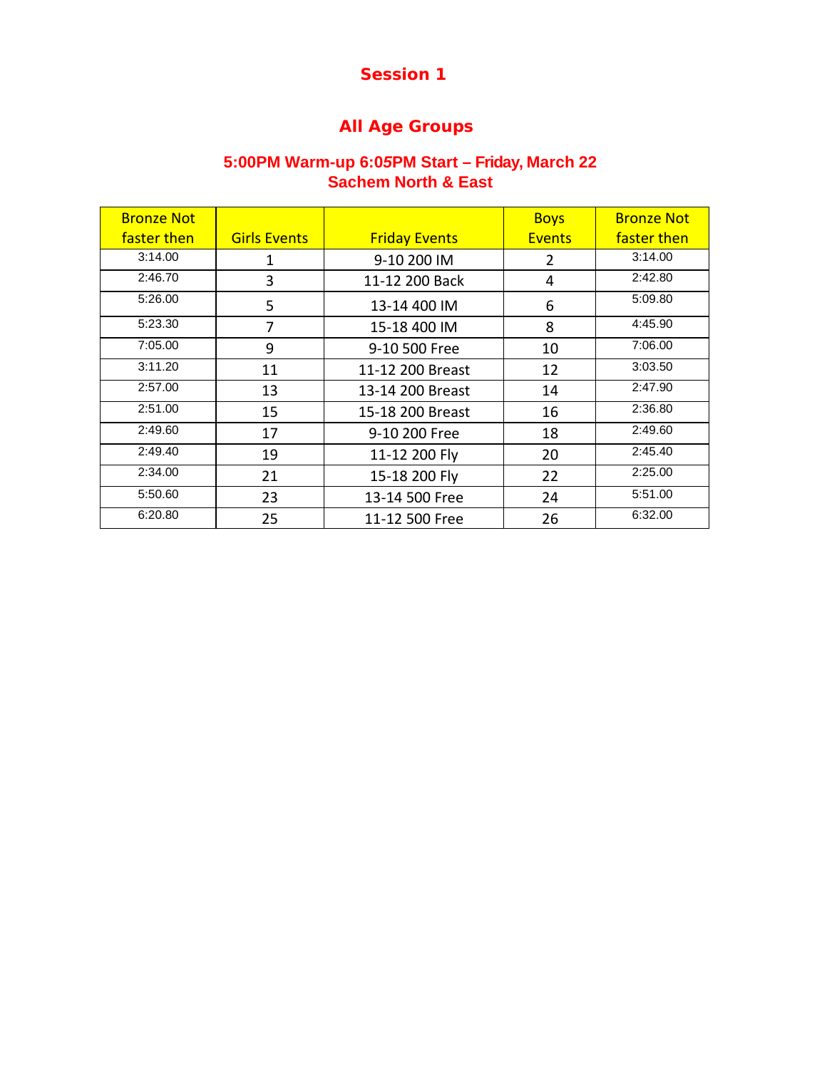## Session 1

## All Age Groups

**5:00PM Warm-up 6:05PM Start – Friday, March 22**
**Sachem North & East**

| Bronze Not faster then | Girls Events | Friday Events | Boys Events | Bronze Not faster then |
|---|---|---|---|---|
| 3:14.00 | 1 | 9-10 200 IM | 2 | 3:14.00 |
| 2:46.70 | 3 | 11-12 200 Back | 4 | 2:42.80 |
| 5:26.00 | 5 | 13-14 400 IM | 6 | 5:09.80 |
| 5:23.30 | 7 | 15-18 400 IM | 8 | 4:45.90 |
| 7:05.00 | 9 | 9-10 500 Free | 10 | 7:06.00 |
| 3:11.20 | 11 | 11-12 200 Breast | 12 | 3:03.50 |
| 2:57.00 | 13 | 13-14 200 Breast | 14 | 2:47.90 |
| 2:51.00 | 15 | 15-18 200 Breast | 16 | 2:36.80 |
| 2:49.60 | 17 | 9-10 200 Free | 18 | 2:49.60 |
| 2:49.40 | 19 | 11-12 200 Fly | 20 | 2:45.40 |
| 2:34.00 | 21 | 15-18 200 Fly | 22 | 2:25.00 |
| 5:50.60 | 23 | 13-14 500 Free | 24 | 5:51.00 |
| 6:20.80 | 25 | 11-12 500 Free | 26 | 6:32.00 |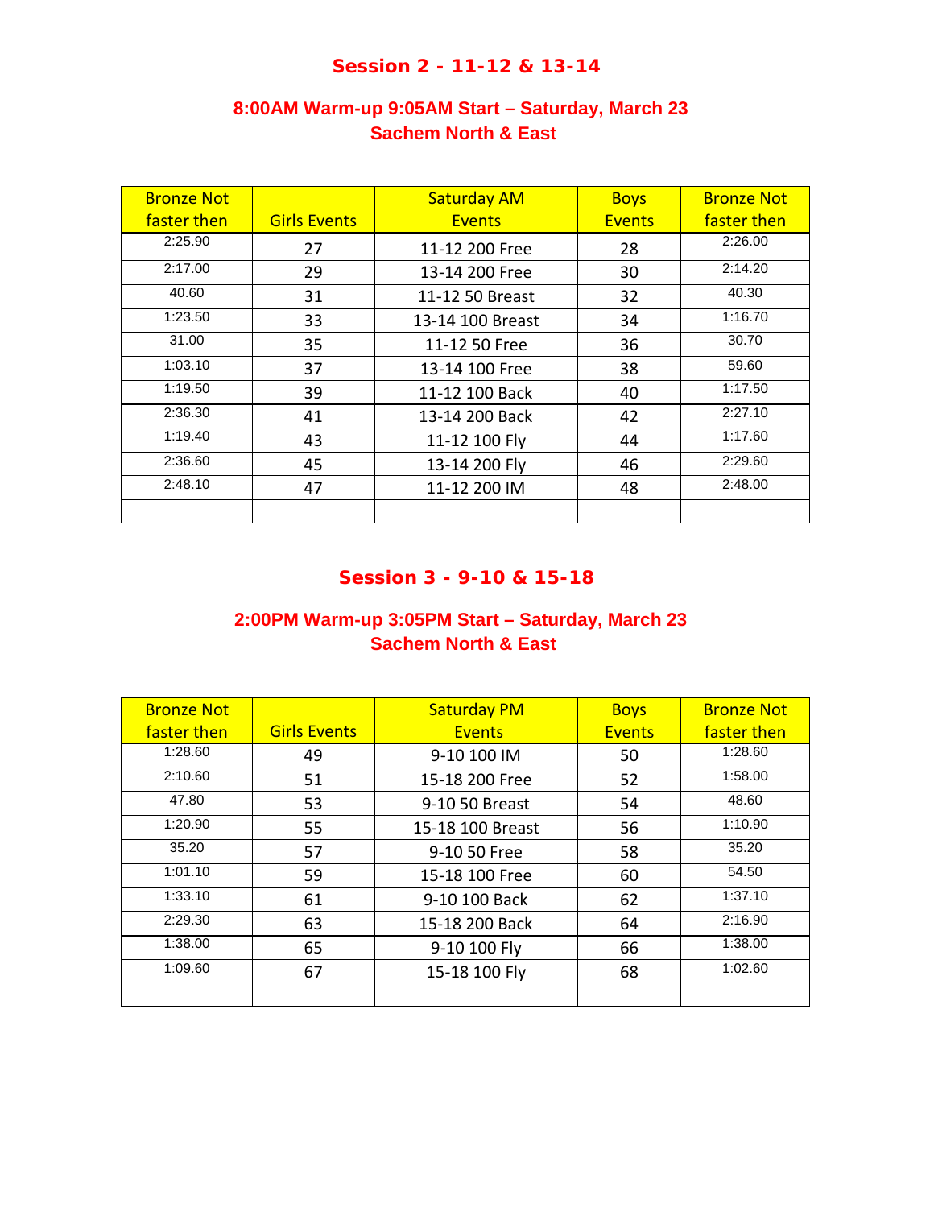## Session 2 - 11-12 & 13-14

### 8:00AM Warm-up 9:05AM Start – Saturday, March 23
### Sachem North & East

| Bronze Not faster then | Girls Events | Saturday AM Events | Boys Events | Bronze Not faster then |
|---|---|---|---|---|
| 2:25.90 | 27 | 11-12 200 Free | 28 | 2:26.00 |
| 2:17.00 | 29 | 13-14 200 Free | 30 | 2:14.20 |
| 40.60 | 31 | 11-12 50 Breast | 32 | 40.30 |
| 1:23.50 | 33 | 13-14 100 Breast | 34 | 1:16.70 |
| 31.00 | 35 | 11-12 50 Free | 36 | 30.70 |
| 1:03.10 | 37 | 13-14 100 Free | 38 | 59.60 |
| 1:19.50 | 39 | 11-12 100 Back | 40 | 1:17.50 |
| 2:36.30 | 41 | 13-14 200 Back | 42 | 2:27.10 |
| 1:19.40 | 43 | 11-12 100 Fly | 44 | 1:17.60 |
| 2:36.60 | 45 | 13-14 200 Fly | 46 | 2:29.60 |
| 2:48.10 | 47 | 11-12 200 IM | 48 | 2:48.00 |
| | | | | |

## Session 3 - 9-10 & 15-18

### 2:00PM Warm-up 3:05PM Start – Saturday, March 23
### Sachem North & East

| Bronze Not faster then | Girls Events | Saturday PM Events | Boys Events | Bronze Not faster then |
|---|---|---|---|---|
| 1:28.60 | 49 | 9-10 100 IM | 50 | 1:28.60 |
| 2:10.60 | 51 | 15-18 200 Free | 52 | 1:58.00 |
| 47.80 | 53 | 9-10 50 Breast | 54 | 48.60 |
| 1:20.90 | 55 | 15-18 100 Breast | 56 | 1:10.90 |
| 35.20 | 57 | 9-10 50 Free | 58 | 35.20 |
| 1:01.10 | 59 | 15-18 100 Free | 60 | 54.50 |
| 1:33.10 | 61 | 9-10 100 Back | 62 | 1:37.10 |
| 2:29.30 | 63 | 15-18 200 Back | 64 | 2:16.90 |
| 1:38.00 | 65 | 9-10 100 Fly | 66 | 1:38.00 |
| 1:09.60 | 67 | 15-18 100 Fly | 68 | 1:02.60 |
| | | | | |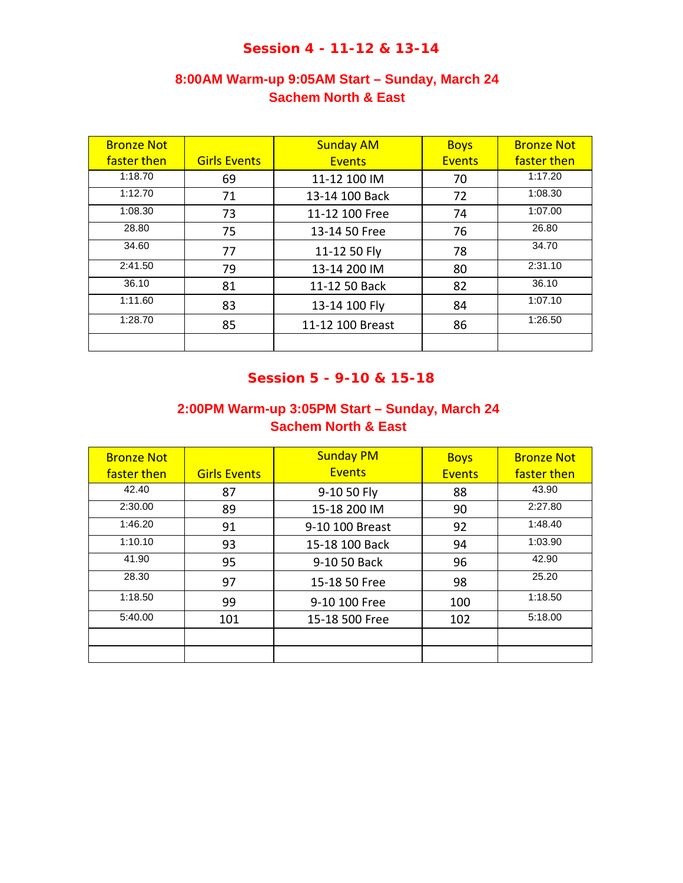## Session 4 - 11-12 & 13-14

### 8:00AM Warm-up 9:05AM Start – Sunday, March 24
### Sachem North & East

| Bronze Not faster then | Girls Events | Sunday AM Events | Boys Events | Bronze Not faster then |
|---|---|---|---|---|
| 1:18.70 | 69 | 11-12 100 IM | 70 | 1:17.20 |
| 1:12.70 | 71 | 13-14 100 Back | 72 | 1:08.30 |
| 1:08.30 | 73 | 11-12 100 Free | 74 | 1:07.00 |
| 28.80 | 75 | 13-14 50 Free | 76 | 26.80 |
| 34.60 | 77 | 11-12 50 Fly | 78 | 34.70 |
| 2:41.50 | 79 | 13-14 200 IM | 80 | 2:31.10 |
| 36.10 | 81 | 11-12 50 Back | 82 | 36.10 |
| 1:11.60 | 83 | 13-14 100 Fly | 84 | 1:07.10 |
| 1:28.70 | 85 | 11-12 100 Breast | 86 | 1:26.50 |
| | | | | |

## Session 5 - 9-10 & 15-18

### 2:00PM Warm-up 3:05PM Start – Sunday, March 24
### Sachem North & East

| Bronze Not faster then | Girls Events | Sunday PM Events | Boys Events | Bronze Not faster then |
|---|---|---|---|---|
| 42.40 | 87 | 9-10 50 Fly | 88 | 43.90 |
| 2:30.00 | 89 | 15-18 200 IM | 90 | 2:27.80 |
| 1:46.20 | 91 | 9-10 100 Breast | 92 | 1:48.40 |
| 1:10.10 | 93 | 15-18 100 Back | 94 | 1:03.90 |
| 41.90 | 95 | 9-10 50 Back | 96 | 42.90 |
| 28.30 | 97 | 15-18 50 Free | 98 | 25.20 |
| 1:18.50 | 99 | 9-10 100 Free | 100 | 1:18.50 |
| 5:40.00 | 101 | 15-18 500 Free | 102 | 5:18.00 |
| | | | | |
| | | | | |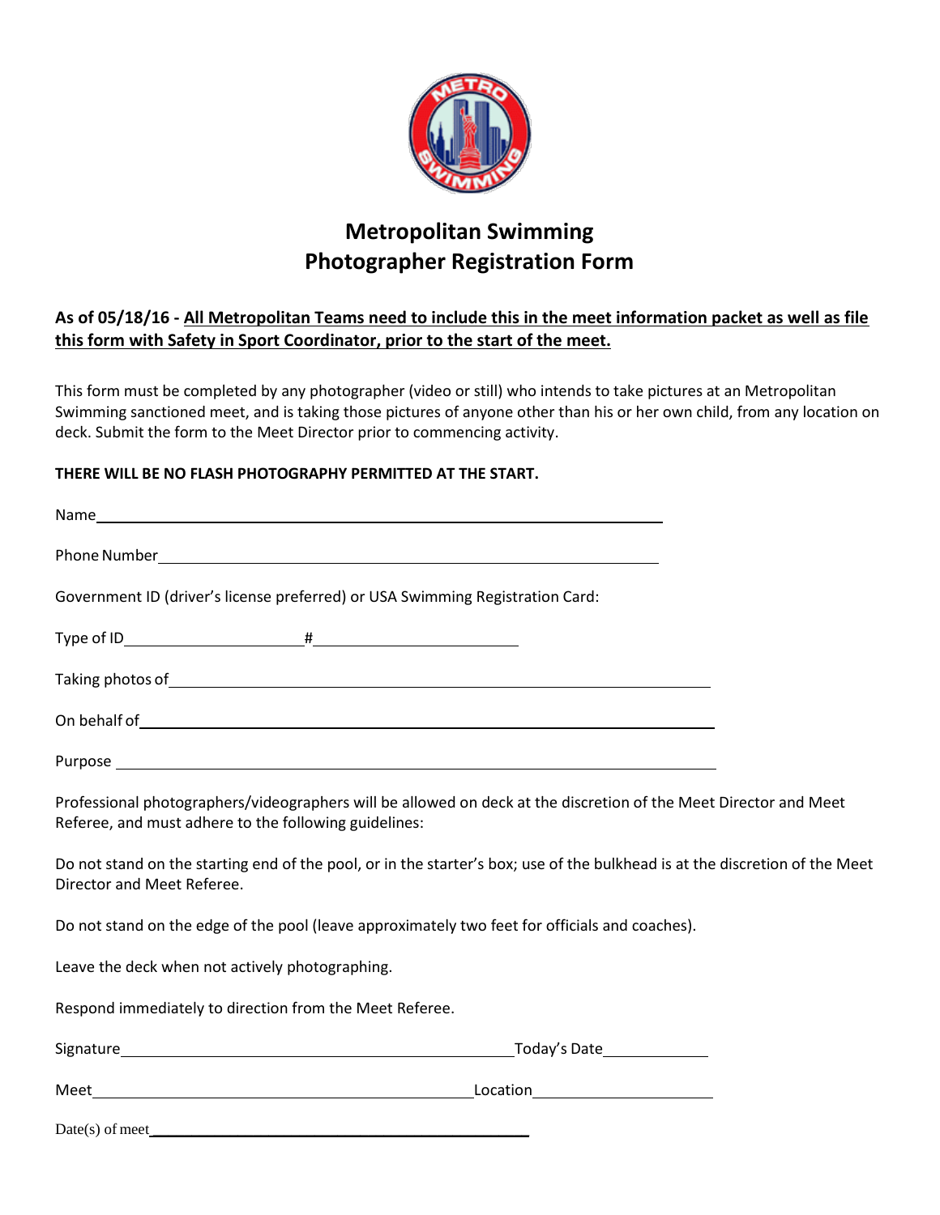# Metropolitan Swimming
# Photographer Registration Form

**As of 05/18/16 - <u>All Metropolitan Teams need to include this in the meet information packet as well as file this form with Safety in Sport Coordinator, prior to the start of the meet.</u>**

This form must be completed by any photographer (video or still) who intends to take pictures at an Metropolitan Swimming sanctioned meet, and is taking those pictures of anyone other than his or her own child, from any location on deck. Submit the form to the Meet Director prior to commencing activity.

**THERE WILL BE NO FLASH PHOTOGRAPHY PERMITTED AT THE START.**

Name ____________________________________________

Phone Number ____________________________________________

Government ID (driver's license preferred) or USA Swimming Registration Card:

Type of ID ____________________ # ____________________

Taking photos of ____________________________________________

On behalf of ____________________________________________

Purpose ____________________________________________

Professional photographers/videographers will be allowed on deck at the discretion of the Meet Director and Meet Referee, and must adhere to the following guidelines:

Do not stand on the starting end of the pool, or in the starter's box; use of the bulkhead is at the discretion of the Meet Director and Meet Referee.

Do not stand on the edge of the pool (leave approximately two feet for officials and coaches).

Leave the deck when not actively photographing.

Respond immediately to direction from the Meet Referee.

Signature ________________________________ Today's Date ____________

Meet ________________________________ Location ____________________

Date(s) of meet ________________________________